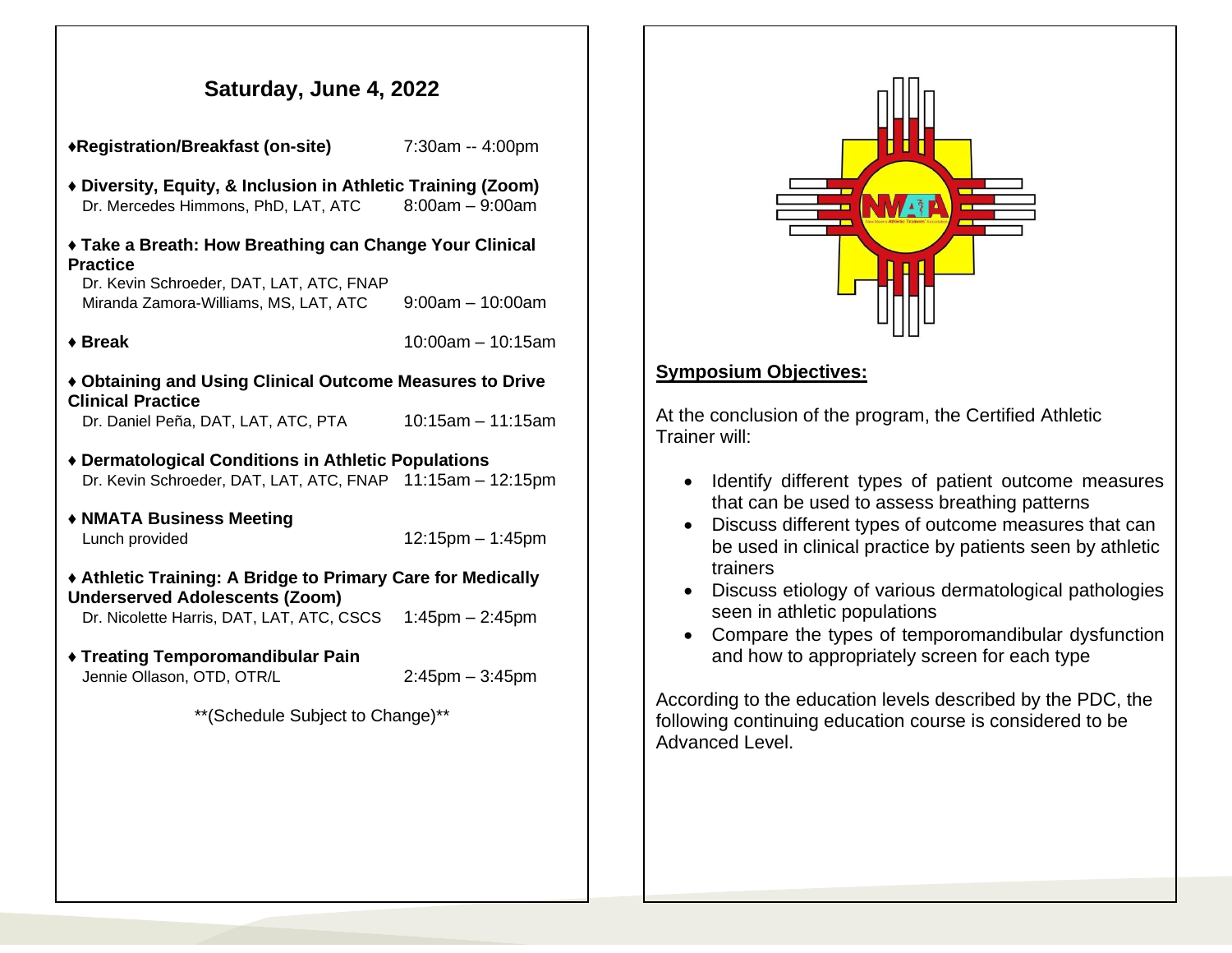## Saturday, June 4, 2022

♦**Registration/Breakfast (on-site)** 7:30am -- 4:00pm

♦ **Diversity, Equity, & Inclusion in Athletic Training (Zoom)**
Dr. Mercedes Himmons, PhD, LAT, ATC 8:00am – 9:00am

♦ **Take a Breath: How Breathing can Change Your Clinical Practice**
Dr. Kevin Schroeder, DAT, LAT, ATC, FNAP
Miranda Zamora-Williams, MS, LAT, ATC 9:00am – 10:00am

♦ **Break** 10:00am – 10:15am

♦ **Obtaining and Using Clinical Outcome Measures to Drive Clinical Practice**
Dr. Daniel Peña, DAT, LAT, ATC, PTA 10:15am – 11:15am

♦ **Dermatological Conditions in Athletic Populations**
Dr. Kevin Schroeder, DAT, LAT, ATC, FNAP 11:15am – 12:15pm

♦ **NMATA Business Meeting**
Lunch provided 12:15pm – 1:45pm

♦ **Athletic Training: A Bridge to Primary Care for Medically Underserved Adolescents (Zoom)**
Dr. Nicolette Harris, DAT, LAT, ATC, CSCS 1:45pm – 2:45pm

♦ **Treating Temporomandibular Pain**
Jennie Ollason, OTD, OTR/L 2:45pm – 3:45pm

**(Schedule Subject to Change)**

**Symposium Objectives:**

At the conclusion of the program, the Certified Athletic Trainer will:

- Identify different types of patient outcome measures that can be used to assess breathing patterns
- Discuss different types of outcome measures that can be used in clinical practice by patients seen by athletic trainers
- Discuss etiology of various dermatological pathologies seen in athletic populations
- Compare the types of temporomandibular dysfunction and how to appropriately screen for each type

According to the education levels described by the PDC, the following continuing education course is considered to be Advanced Level.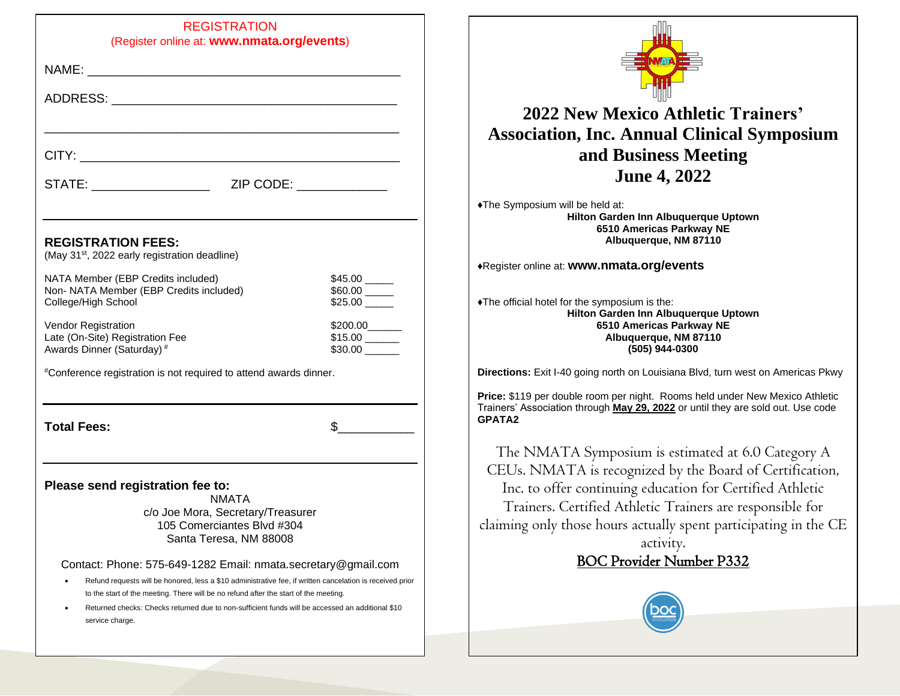REGISTRATION
(Register online at: **www.nmata.org/events**)

NAME: ____________________________________________

ADDRESS: _________________________________________

__________________________________________________

CITY: ____________________________________________

STATE: _______________ ZIP CODE: ____________

**REGISTRATION FEES:**
(May 31st, 2022 early registration deadline)

| | |
|---|---|
| NATA Member (EBP Credits included) | $45.00 _____ |
| Non- NATA Member (EBP Credits included) | $60.00 _____ |
| College/High School | $25.00 _____ |
| Vendor Registration | $200.00_____ |
| Late (On-Site) Registration Fee | $15.00 _____ |
| Awards Dinner (Saturday) # | $30.00 _____ |

#Conference registration is not required to attend awards dinner.

**Total Fees:** $__________

**Please send registration fee to:**

NMATA
c/o Joe Mora, Secretary/Treasurer
105 Comerciantes Blvd #304
Santa Teresa, NM 88008

Contact: Phone: 575-649-1282 Email: nmata.secretary@gmail.com

- Refund requests will be honored, less a $10 administrative fee, if written cancelation is received prior to the start of the meeting. There will be no refund after the start of the meeting.
- Returned checks: Checks returned due to non-sufficient funds will be accessed an additional $10 service charge.

# 2022 New Mexico Athletic Trainers' Association, Inc. Annual Clinical Symposium and Business Meeting
# June 4, 2022

♦The Symposium will be held at:
**Hilton Garden Inn Albuquerque Uptown**
**6510 Americas Parkway NE**
**Albuquerque, NM 87110**

♦Register online at: **www.nmata.org/events**

♦The official hotel for the symposium is the:
**Hilton Garden Inn Albuquerque Uptown**
**6510 Americas Parkway NE**
**Albuquerque, NM 87110**
**(505) 944-0300**

**Directions:** Exit I-40 going north on Louisiana Blvd, turn west on Americas Pkwy

**Price:** $119 per double room per night. Rooms held under New Mexico Athletic Trainers' Association through **May 29, 2022** or until they are sold out. Use code **GPATA2**

The NMATA Symposium is estimated at 6.0 Category A CEUs. NMATA is recognized by the Board of Certification, Inc. to offer continuing education for Certified Athletic Trainers. Certified Athletic Trainers are responsible for claiming only those hours actually spent participating in the CE activity.

BOC Provider Number P332